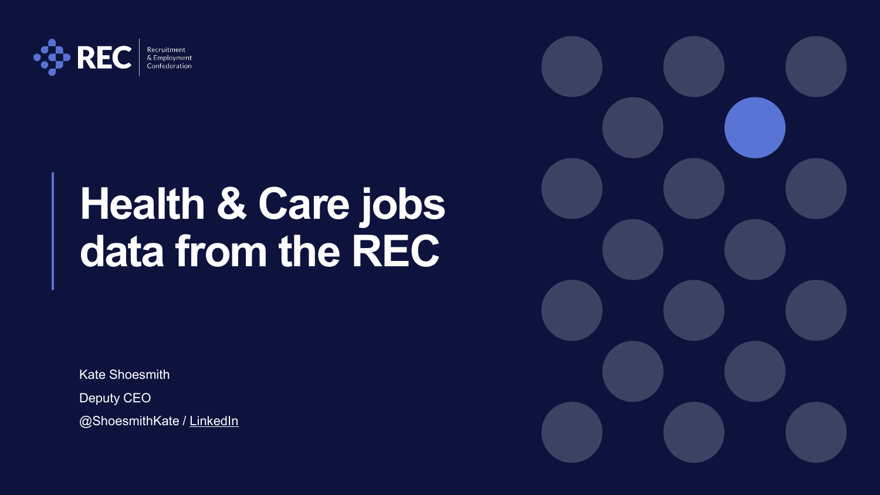REC Recruitment & Employment Confederation

# Health & Care jobs data from the REC

Kate Shoesmith

Deputy CEO

@ShoesmithKate / LinkedIn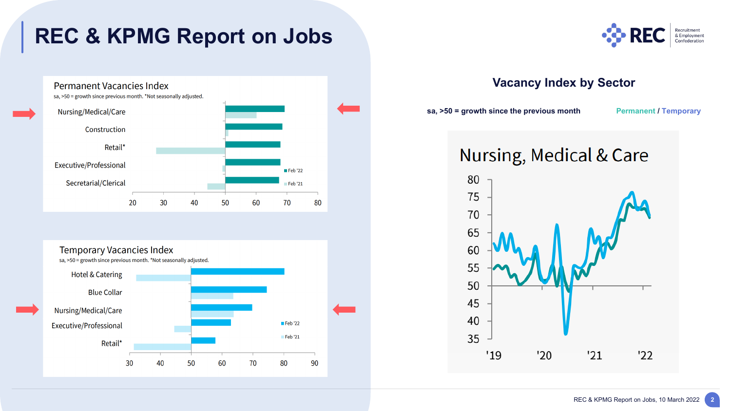# REC & KPMG Report on Jobs

## Permanent Vacancies Index

sa, >50 = growth since previous month. *Not seasonally adjusted.

Nursing/Medical/Care

Construction

Retail*

Executive/Professional

Secretarial/Clerical

Feb '22

Feb '21

20 30 40 50 60 70 80

## Temporary Vacancies Index

sa, >50 = growth since previous month. *Not seasonally adjusted.

Hotel & Catering

Blue Collar

Nursing/Medical/Care

Executive/Professional

Retail*

Feb '22

Feb '21

30 40 50 60 70 80 90

## Vacancy Index by Sector

sa, >50 = growth since the previous month

Permanent / Temporary

### Nursing, Medical & Care

80 75 70 65 60 55 50 45 40 35

'19 '20 '21 '22

REC & KPMG Report on Jobs, 10 March 2022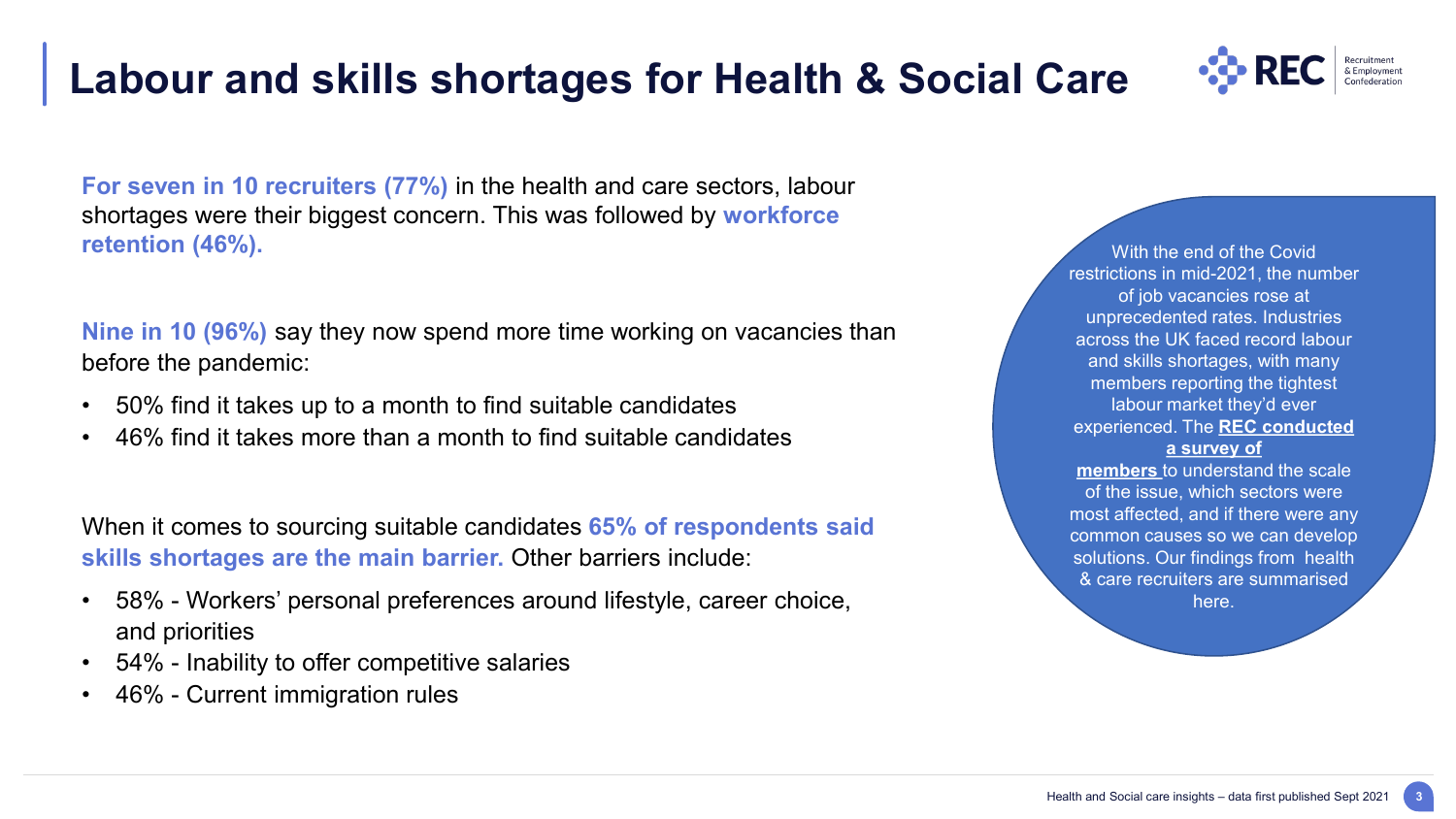# Labour and skills shortages for Health & Social Care

**For seven in 10 recruiters (77%)** in the health and care sectors, labour shortages were their biggest concern. This was followed by **workforce retention (46%).**

**Nine in 10 (96%)** say they now spend more time working on vacancies than before the pandemic:

- 50% find it takes up to a month to find suitable candidates
- 46% find it takes more than a month to find suitable candidates

When it comes to sourcing suitable candidates **65% of respondents said skills shortages are the main barrier.** Other barriers include:

- 58% - Workers' personal preferences around lifestyle, career choice, and priorities
- 54% - Inability to offer competitive salaries
- 46% - Current immigration rules

With the end of the Covid restrictions in mid-2021, the number of job vacancies rose at unprecedented rates. Industries across the UK faced record labour and skills shortages, with many members reporting the tightest labour market they'd ever experienced. The **REC conducted a survey of members** to understand the scale of the issue, which sectors were most affected, and if there were any common causes so we can develop solutions. Our findings from health & care recruiters are summarised here.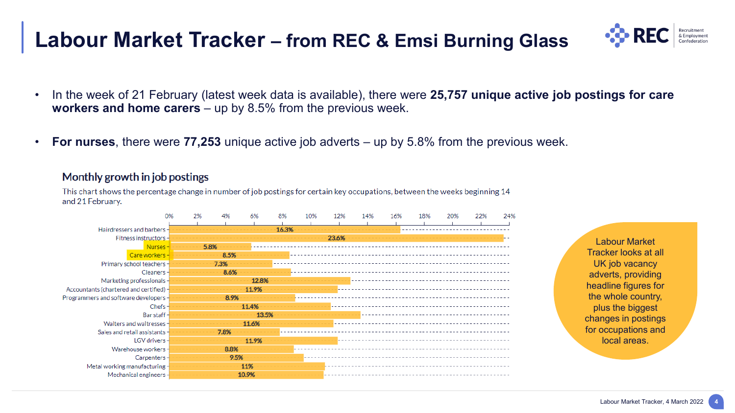# Labour Market Tracker – from REC & Emsi Burning Glass

- In the week of 21 February (latest week data is available), there were **25,757 unique active job postings for care workers and home carers** – up by 8.5% from the previous week.
- **For nurses**, there were **77,253** unique active job adverts – up by 5.8% from the previous week.

## Monthly growth in job postings

This chart shows the percentage change in number of job postings for certain key occupations, between the weeks beginning 14 and 21 February.

0% 2% 4% 6% 8% 10% 12% 14% 16% 18% 20% 22% 24%

Hairdressers and barbers 16.3%
Fitness instructors 23.6%
Nurses 5.8%
Care workers 8.5%
Primary school teachers 7.3%
Cleaners 8.6%
Marketing professionals 12.8%
Accountants (chartered and certified) 11.9%
Programmers and software developers 8.9%
Chefs 11.4%
Bar staff 13.5%
Waiters and waitresses 11.6%
Sales and retail assistants 7.8%
LGV drivers 11.9%
Warehouse workers 8.8%
Carpenters 9.5%
Metal working manufacturing 11%
Mechanical engineers 10.9%

Labour Market Tracker looks at all UK job vacancy adverts, providing headline figures for the whole country, plus the biggest changes in postings for occupations and local areas.

Labour Market Tracker, 4 March 2022